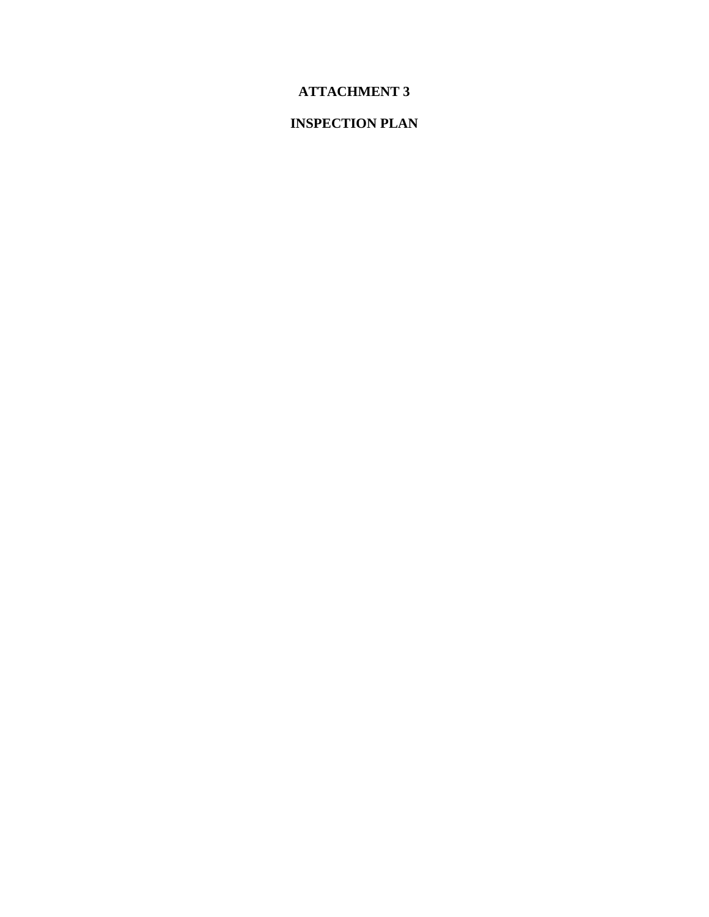# ATTACHMENT 3

# INSPECTION PLAN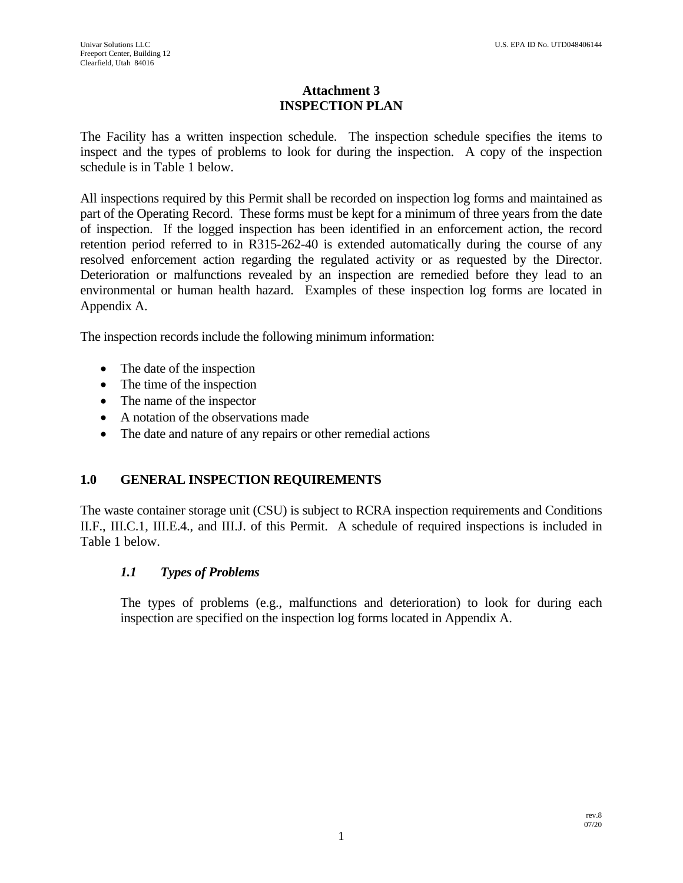# Attachment 3
# INSPECTION PLAN

The Facility has a written inspection schedule. The inspection schedule specifies the items to inspect and the types of problems to look for during the inspection. A copy of the inspection schedule is in Table 1 below.

All inspections required by this Permit shall be recorded on inspection log forms and maintained as part of the Operating Record. These forms must be kept for a minimum of three years from the date of inspection. If the logged inspection has been identified in an enforcement action, the record retention period referred to in R315-262-40 is extended automatically during the course of any resolved enforcement action regarding the regulated activity or as requested by the Director. Deterioration or malfunctions revealed by an inspection are remedied before they lead to an environmental or human health hazard. Examples of these inspection log forms are located in Appendix A.

The inspection records include the following minimum information:

- The date of the inspection
- The time of the inspection
- The name of the inspector
- A notation of the observations made
- The date and nature of any repairs or other remedial actions

## 1.0 GENERAL INSPECTION REQUIREMENTS

The waste container storage unit (CSU) is subject to RCRA inspection requirements and Conditions II.F., III.C.1, III.E.4., and III.J. of this Permit. A schedule of required inspections is included in Table 1 below.

### *1.1 Types of Problems*

The types of problems (e.g., malfunctions and deterioration) to look for during each inspection are specified on the inspection log forms located in Appendix A.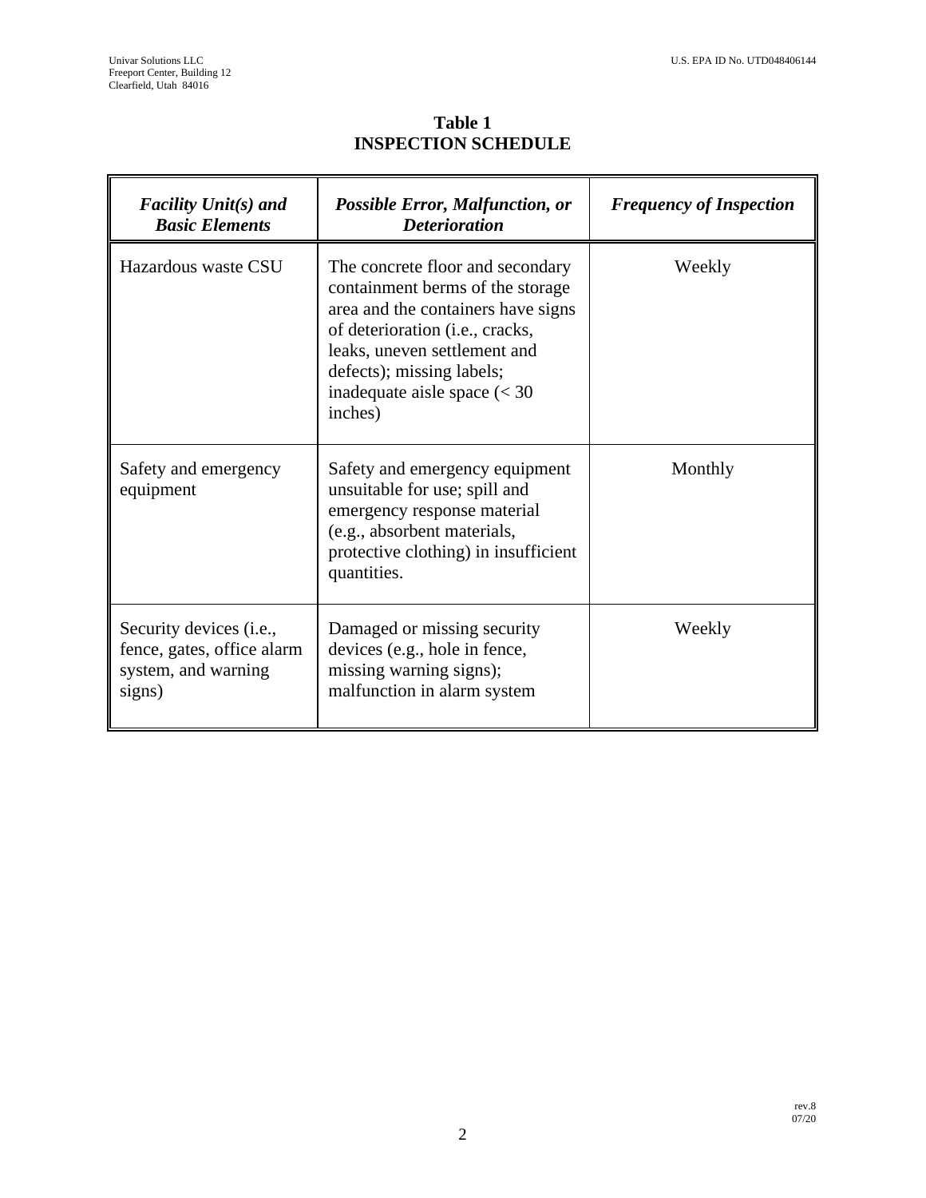**Table 1**
**INSPECTION SCHEDULE**

| *Facility Unit(s) and Basic Elements* | *Possible Error, Malfunction, or Deterioration* | *Frequency of Inspection* |
|---|---|---|
| Hazardous waste CSU | The concrete floor and secondary containment berms of the storage area and the containers have signs of deterioration (i.e., cracks, leaks, uneven settlement and defects); missing labels; inadequate aisle space (< 30 inches) | Weekly |
| Safety and emergency equipment | Safety and emergency equipment unsuitable for use; spill and emergency response material (e.g., absorbent materials, protective clothing) in insufficient quantities. | Monthly |
| Security devices (i.e., fence, gates, office alarm system, and warning signs) | Damaged or missing security devices (e.g., hole in fence, missing warning signs); malfunction in alarm system | Weekly |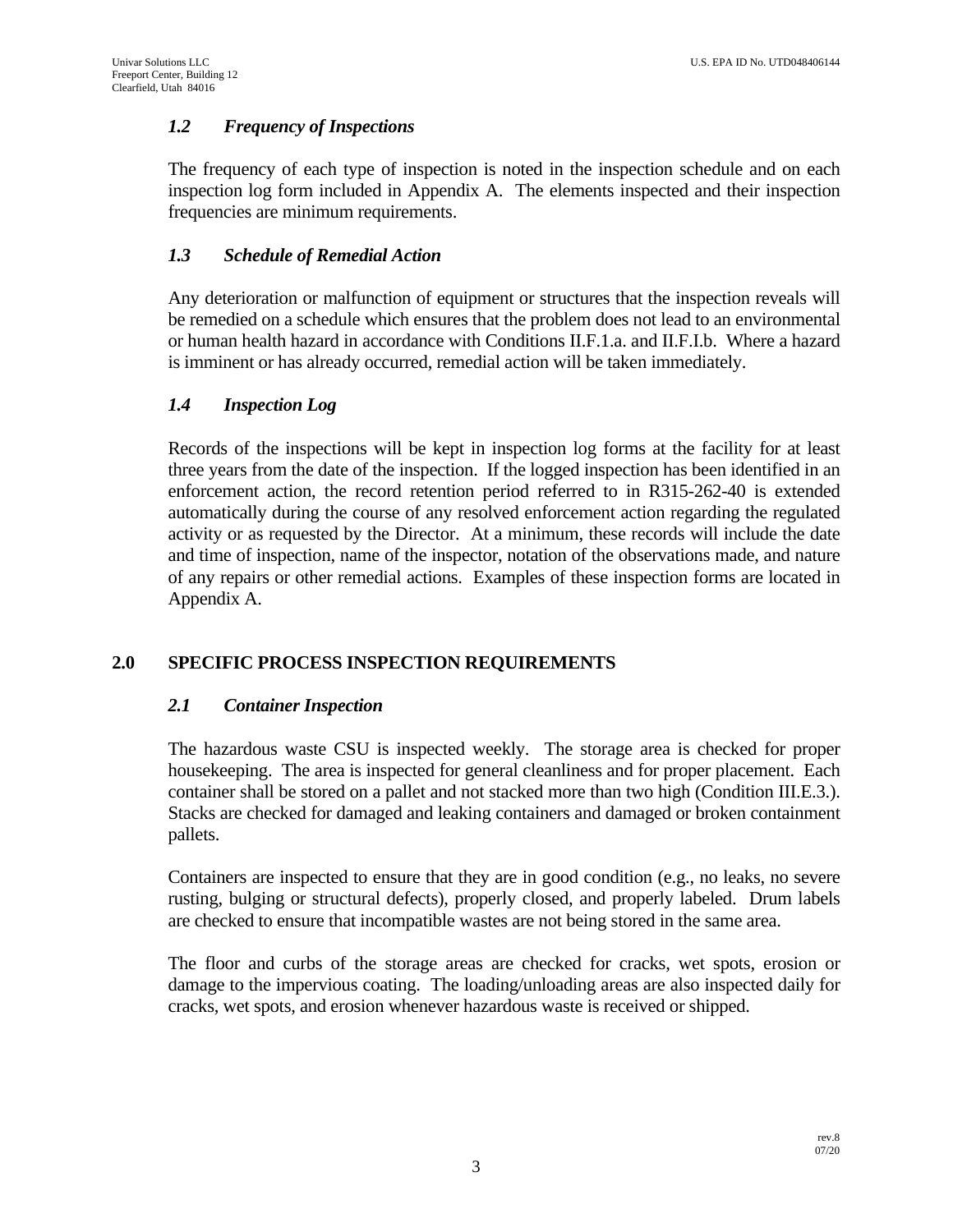### *1.2 Frequency of Inspections*

The frequency of each type of inspection is noted in the inspection schedule and on each inspection log form included in Appendix A. The elements inspected and their inspection frequencies are minimum requirements.

### *1.3 Schedule of Remedial Action*

Any deterioration or malfunction of equipment or structures that the inspection reveals will be remedied on a schedule which ensures that the problem does not lead to an environmental or human health hazard in accordance with Conditions II.F.1.a. and II.F.I.b. Where a hazard is imminent or has already occurred, remedial action will be taken immediately.

### *1.4 Inspection Log*

Records of the inspections will be kept in inspection log forms at the facility for at least three years from the date of the inspection. If the logged inspection has been identified in an enforcement action, the record retention period referred to in R315-262-40 is extended automatically during the course of any resolved enforcement action regarding the regulated activity or as requested by the Director. At a minimum, these records will include the date and time of inspection, name of the inspector, notation of the observations made, and nature of any repairs or other remedial actions. Examples of these inspection forms are located in Appendix A.

## 2.0 SPECIFIC PROCESS INSPECTION REQUIREMENTS

### *2.1 Container Inspection*

The hazardous waste CSU is inspected weekly. The storage area is checked for proper housekeeping. The area is inspected for general cleanliness and for proper placement. Each container shall be stored on a pallet and not stacked more than two high (Condition III.E.3.). Stacks are checked for damaged and leaking containers and damaged or broken containment pallets.

Containers are inspected to ensure that they are in good condition (e.g., no leaks, no severe rusting, bulging or structural defects), properly closed, and properly labeled. Drum labels are checked to ensure that incompatible wastes are not being stored in the same area.

The floor and curbs of the storage areas are checked for cracks, wet spots, erosion or damage to the impervious coating. The loading/unloading areas are also inspected daily for cracks, wet spots, and erosion whenever hazardous waste is received or shipped.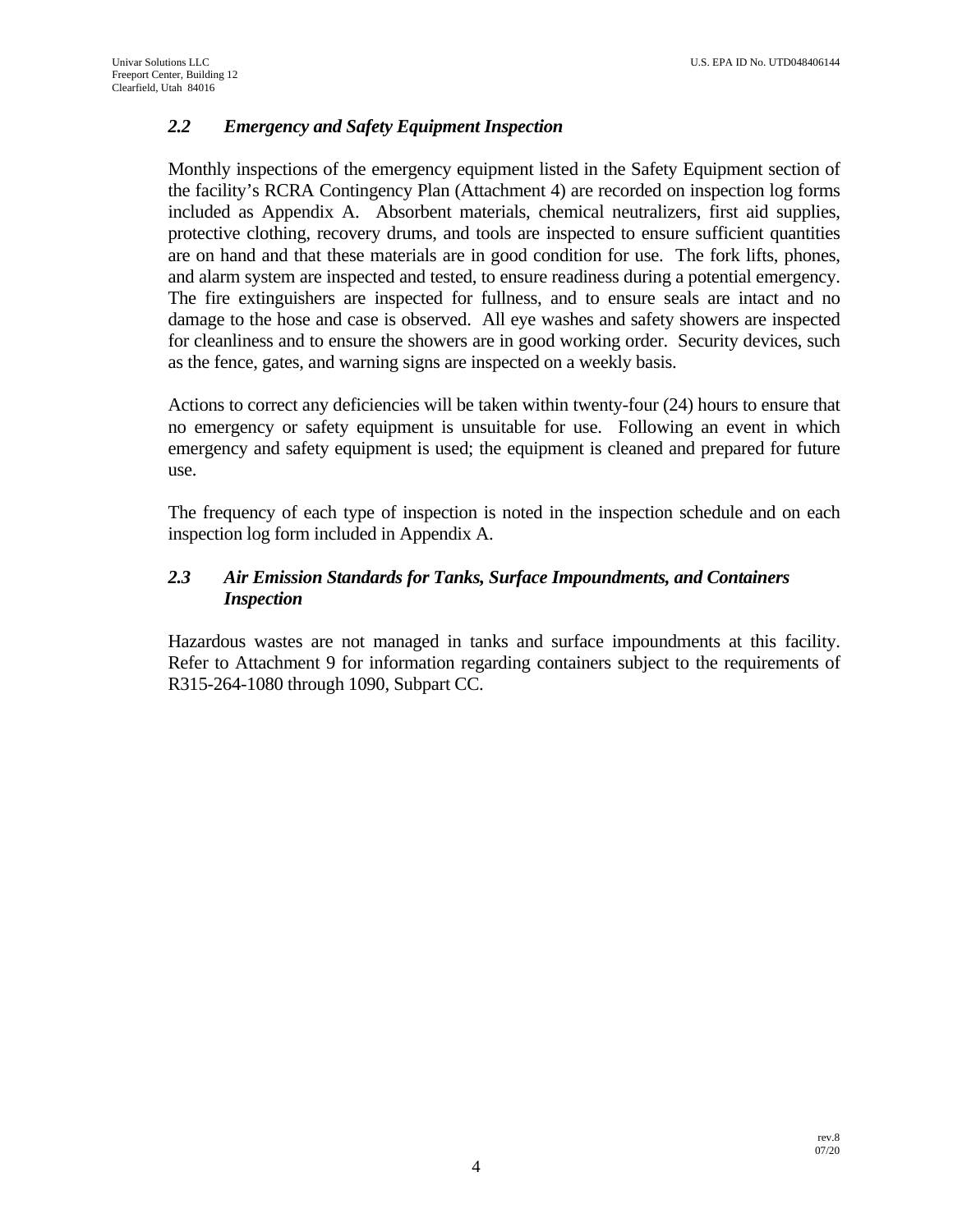### *2.2 Emergency and Safety Equipment Inspection*

Monthly inspections of the emergency equipment listed in the Safety Equipment section of the facility's RCRA Contingency Plan (Attachment 4) are recorded on inspection log forms included as Appendix A. Absorbent materials, chemical neutralizers, first aid supplies, protective clothing, recovery drums, and tools are inspected to ensure sufficient quantities are on hand and that these materials are in good condition for use. The fork lifts, phones, and alarm system are inspected and tested, to ensure readiness during a potential emergency. The fire extinguishers are inspected for fullness, and to ensure seals are intact and no damage to the hose and case is observed. All eye washes and safety showers are inspected for cleanliness and to ensure the showers are in good working order. Security devices, such as the fence, gates, and warning signs are inspected on a weekly basis.

Actions to correct any deficiencies will be taken within twenty-four (24) hours to ensure that no emergency or safety equipment is unsuitable for use. Following an event in which emergency and safety equipment is used; the equipment is cleaned and prepared for future use.

The frequency of each type of inspection is noted in the inspection schedule and on each inspection log form included in Appendix A.

### *2.3 Air Emission Standards for Tanks, Surface Impoundments, and Containers Inspection*

Hazardous wastes are not managed in tanks and surface impoundments at this facility. Refer to Attachment 9 for information regarding containers subject to the requirements of R315-264-1080 through 1090, Subpart CC.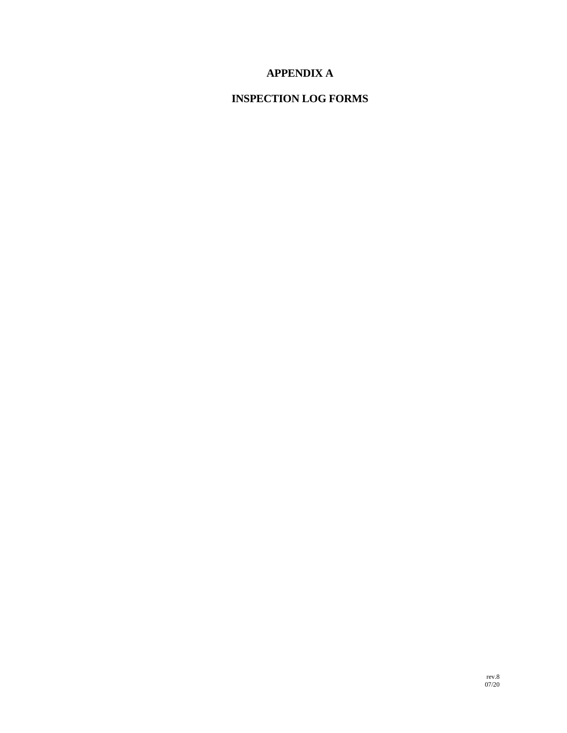# APPENDIX A

# INSPECTION LOG FORMS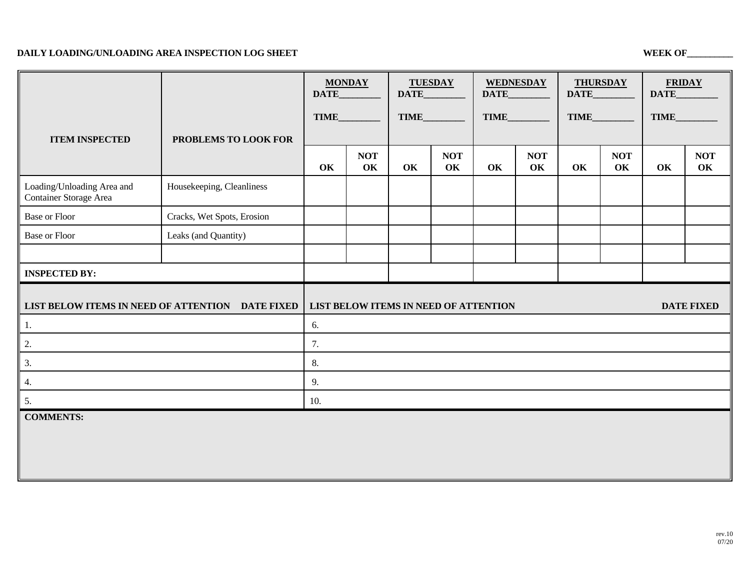**DAILY LOADING/UNLOADING AREA INSPECTION LOG SHEET** **WEEK OF_________**

| ITEM INSPECTED | PROBLEMS TO LOOK FOR | MONDAY DATE________ TIME________ | | TUESDAY DATE________ TIME________ | | WEDNESDAY DATE________ TIME________ | | THURSDAY DATE________ TIME________ | | FRIDAY DATE________ TIME________ | |
|---|---|---|---|---|---|---|---|---|---|---|---|
| | | **OK** | **NOT OK** | **OK** | **NOT OK** | **OK** | **NOT OK** | **OK** | **NOT OK** | **OK** | **NOT OK** |
| Loading/Unloading Area and Container Storage Area | Housekeeping, Cleanliness | | | | | | | | | | |
| Base or Floor | Cracks, Wet Spots, Erosion | | | | | | | | | | |
| Base or Floor | Leaks (and Quantity) | | | | | | | | | | |
| | | | | | | | | | | | |
| **INSPECTED BY:** | | | | | | | | | | | |

| LIST BELOW ITEMS IN NEED OF ATTENTION | DATE FIXED | LIST BELOW ITEMS IN NEED OF ATTENTION | DATE FIXED |
|---|---|---|---|
| 1. | | 6. | |
| 2. | | 7. | |
| 3. | | 8. | |
| 4. | | 9. | |
| 5. | | 10. | |

**COMMENTS:**

rev.10
07/20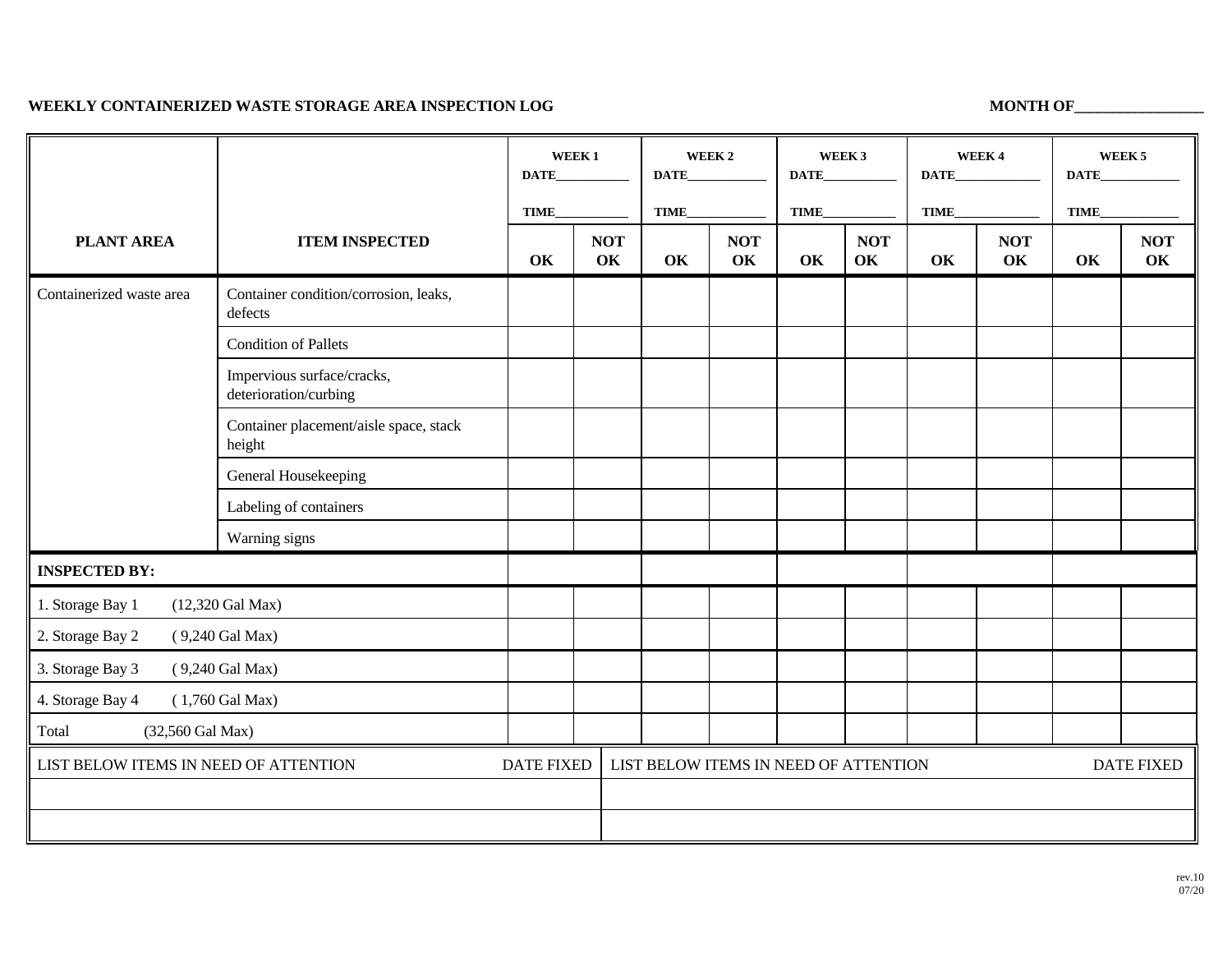**WEEKLY CONTAINERIZED WASTE STORAGE AREA INSPECTION LOG** **MONTH OF________________**

| PLANT AREA | ITEM INSPECTED | WEEK 1 DATE___________ TIME___________ | | WEEK 2 DATE___________ TIME___________ | | WEEK 3 DATE___________ TIME___________ | | WEEK 4 DATE___________ TIME___________ | | WEEK 5 DATE___________ TIME___________ | |
|---|---|---|---|---|---|---|---|---|---|---|---|
| | | **OK** | **NOT OK** | **OK** | **NOT OK** | **OK** | **NOT OK** | **OK** | **NOT OK** | **OK** | **NOT OK** |
| Containerized waste area | Container condition/corrosion, leaks, defects | | | | | | | | | | |
| | Condition of Pallets | | | | | | | | | | |
| | Impervious surface/cracks, deterioration/curbing | | | | | | | | | | |
| | Container placement/aisle space, stack height | | | | | | | | | | |
| | General Housekeeping | | | | | | | | | | |
| | Labeling of containers | | | | | | | | | | |
| | Warning signs | | | | | | | | | | |
| **INSPECTED BY:** | | | | | | | | | | | |
| 1. Storage Bay 1 (12,320 Gal Max) | | | | | | | | | | | |
| 2. Storage Bay 2 ( 9,240 Gal Max) | | | | | | | | | | | |
| 3. Storage Bay 3 ( 9,240 Gal Max) | | | | | | | | | | | |
| 4. Storage Bay 4 ( 1,760 Gal Max) | | | | | | | | | | | |
| Total (32,560 Gal Max) | | | | | | | | | | | |

| LIST BELOW ITEMS IN NEED OF ATTENTION | DATE FIXED | LIST BELOW ITEMS IN NEED OF ATTENTION | DATE FIXED |
|---|---|---|---|
| | | | |
| | | | |

rev.10
07/20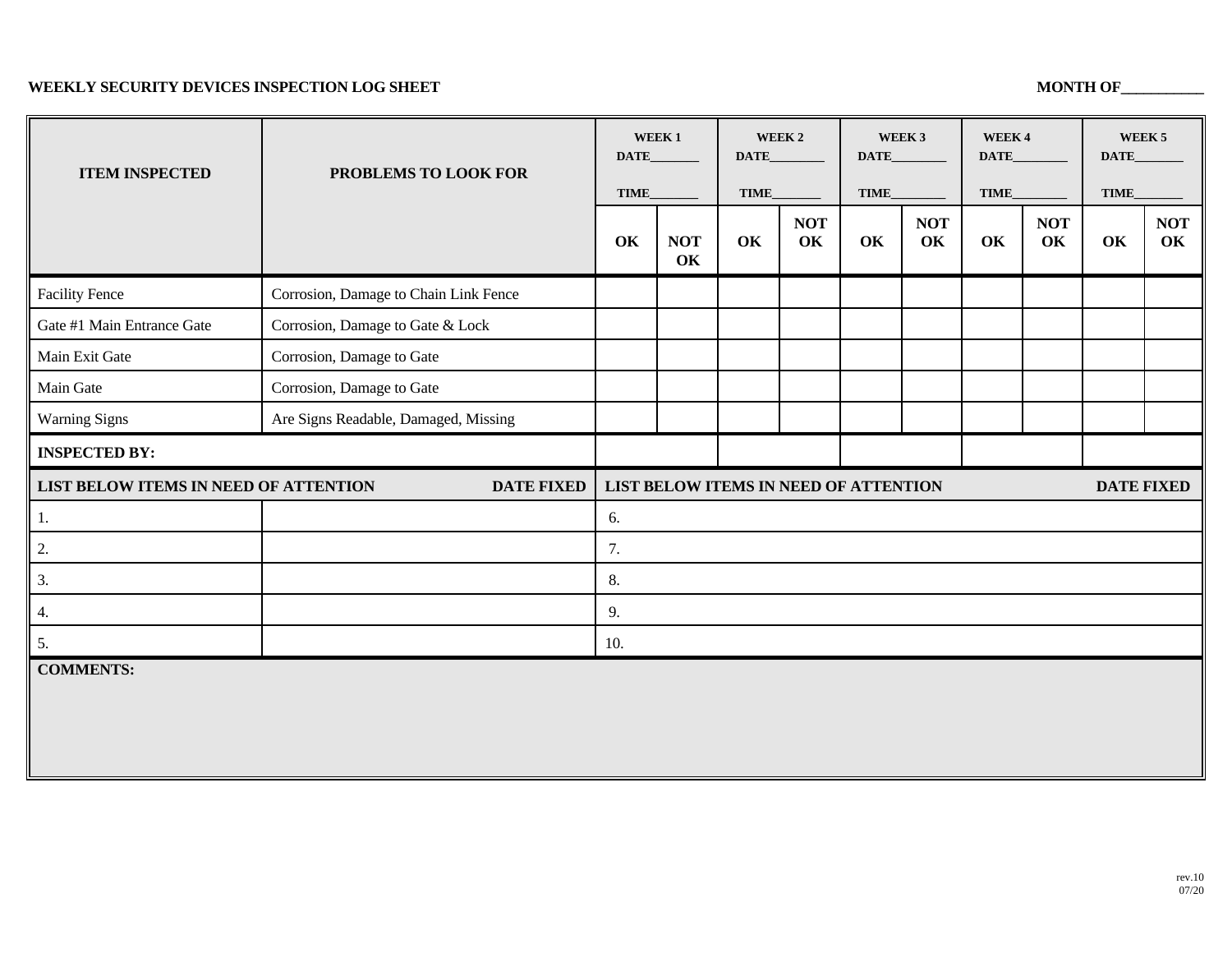**WEEKLY SECURITY DEVICES INSPECTION LOG SHEET** **MONTH OF__________**

| ITEM INSPECTED | PROBLEMS TO LOOK FOR | WEEK 1 DATE_______ TIME_______ | | WEEK 2 DATE________ TIME_______ | | WEEK 3 DATE________ TIME________ | | WEEK 4 DATE________ TIME________ | | WEEK 5 DATE_______ TIME_______ | |
|---|---|---|---|---|---|---|---|---|---|---|---|
| | | OK | NOT OK | OK | NOT OK | OK | NOT OK | OK | NOT OK | OK | NOT OK |
| Facility Fence | Corrosion, Damage to Chain Link Fence | | | | | | | | | | |
| Gate #1 Main Entrance Gate | Corrosion, Damage to Gate & Lock | | | | | | | | | | |
| Main Exit Gate | Corrosion, Damage to Gate | | | | | | | | | | |
| Main Gate | Corrosion, Damage to Gate | | | | | | | | | | |
| Warning Signs | Are Signs Readable, Damaged, Missing | | | | | | | | | | |
| **INSPECTED BY:** | | | | | | | | | | | |

| LIST BELOW ITEMS IN NEED OF ATTENTION | DATE FIXED | LIST BELOW ITEMS IN NEED OF ATTENTION | DATE FIXED |
|---|---|---|---|
| 1. | | 6. | |
| 2. | | 7. | |
| 3. | | 8. | |
| 4. | | 9. | |
| 5. | | 10. | |

**COMMENTS:**

rev.10
07/20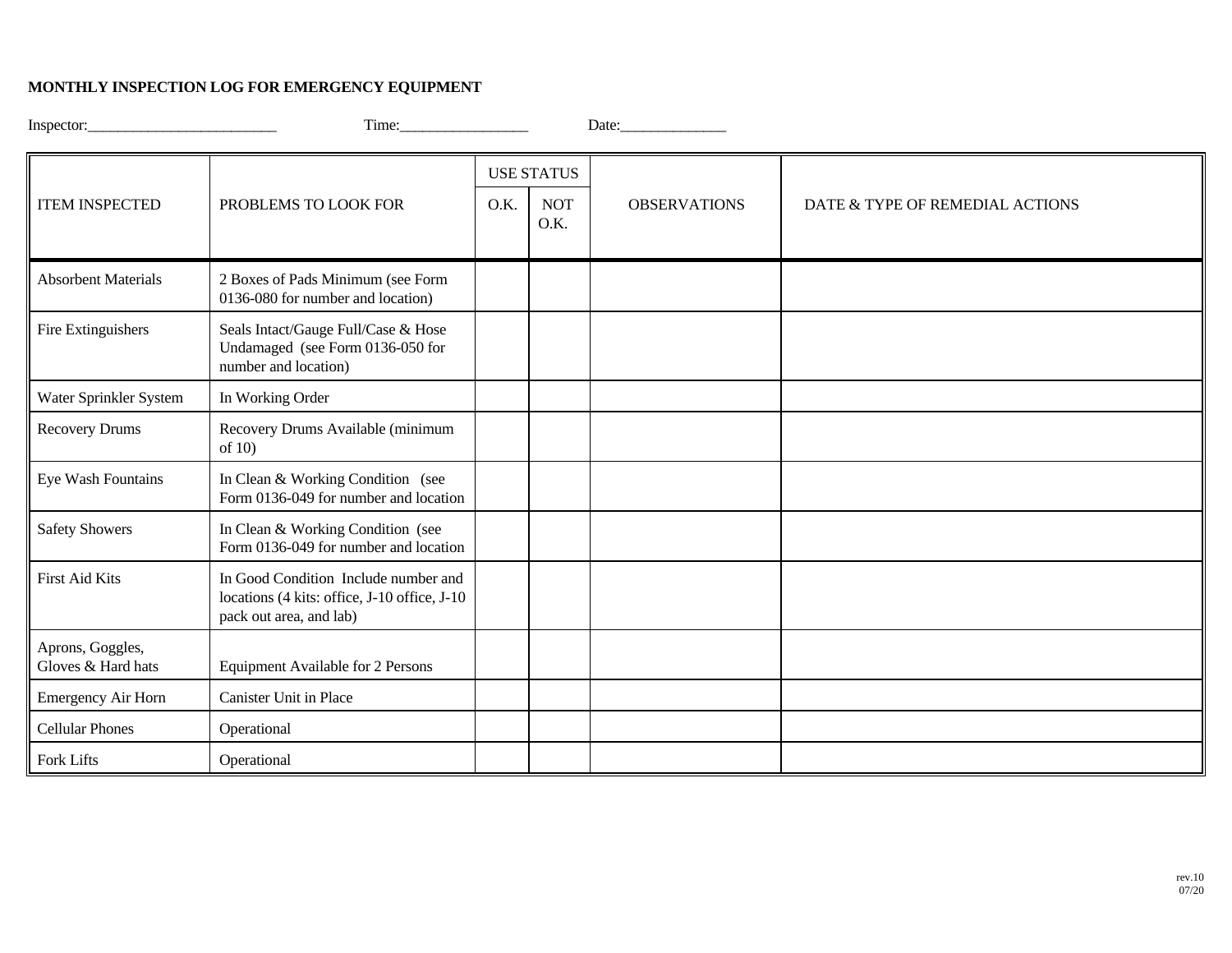**MONTHLY INSPECTION LOG FOR EMERGENCY EQUIPMENT**

Inspector:_________________________ Time:_________________ Date:______________

| ITEM INSPECTED | PROBLEMS TO LOOK FOR | USE STATUS | | OBSERVATIONS | DATE & TYPE OF REMEDIAL ACTIONS |
|---|---|---|---|---|---|
| | | O.K. | NOT O.K. | | |
| Absorbent Materials | 2 Boxes of Pads Minimum (see Form 0136-080 for number and location) | | | | |
| Fire Extinguishers | Seals Intact/Gauge Full/Case & Hose Undamaged (see Form 0136-050 for number and location) | | | | |
| Water Sprinkler System | In Working Order | | | | |
| Recovery Drums | Recovery Drums Available (minimum of 10) | | | | |
| Eye Wash Fountains | In Clean & Working Condition (see Form 0136-049 for number and location | | | | |
| Safety Showers | In Clean & Working Condition (see Form 0136-049 for number and location | | | | |
| First Aid Kits | In Good Condition Include number and locations (4 kits: office, J-10 office, J-10 pack out area, and lab) | | | | |
| Aprons, Goggles, Gloves & Hard hats | Equipment Available for 2 Persons | | | | |
| Emergency Air Horn | Canister Unit in Place | | | | |
| Cellular Phones | Operational | | | | |
| Fork Lifts | Operational | | | | |

rev.10
07/20